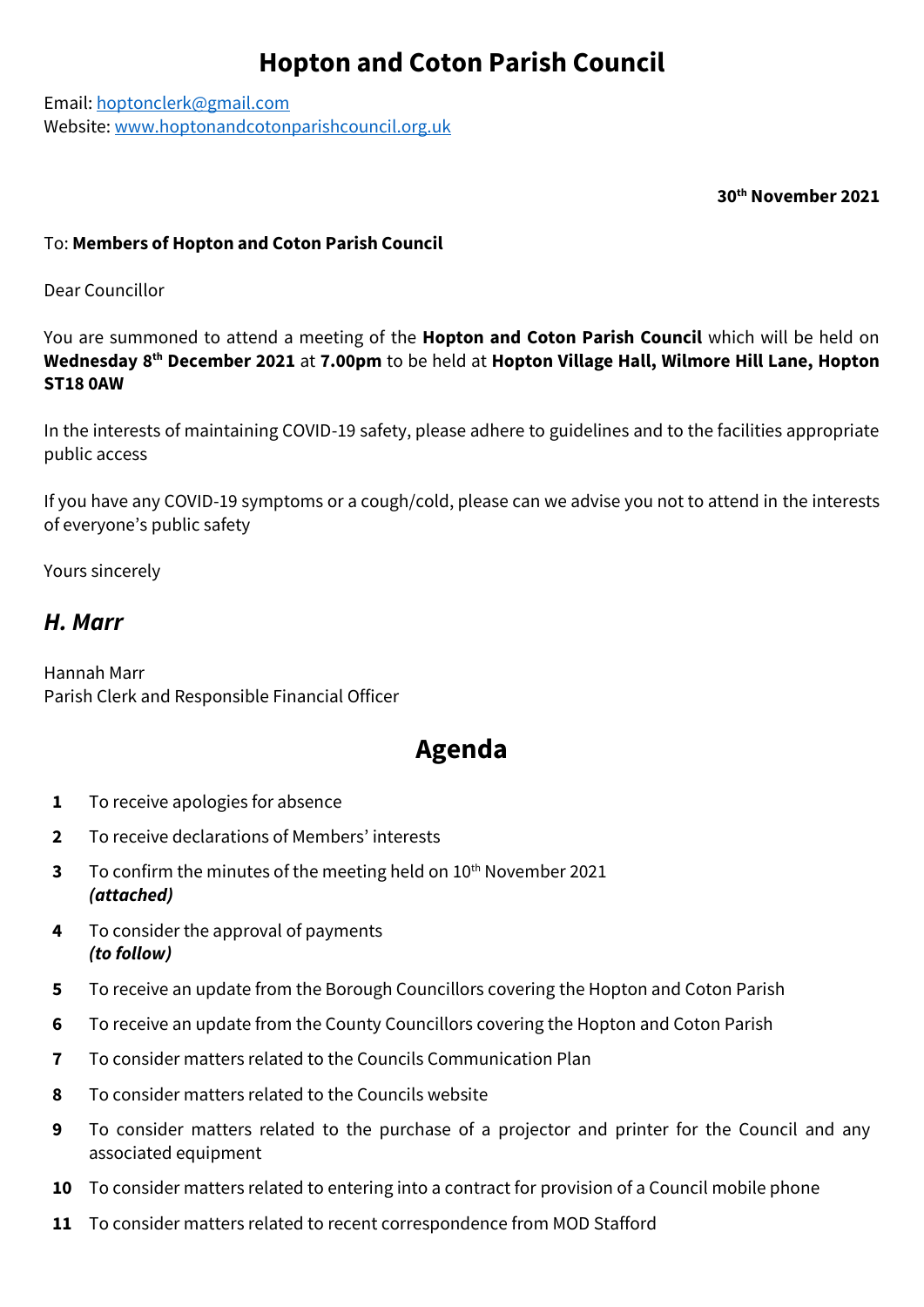# Hopton and Coton Parish Council

Email: hoptonclerk@gmail.com
Website: www.hoptonandcotonparishcouncil.org.uk

**30th November 2021**

To: **Members of Hopton and Coton Parish Council**

Dear Councillor

You are summoned to attend a meeting of the **Hopton and Coton Parish Council** which will be held on **Wednesday 8th December 2021** at **7.00pm** to be held at **Hopton Village Hall, Wilmore Hill Lane, Hopton ST18 0AW**

In the interests of maintaining COVID-19 safety, please adhere to guidelines and to the facilities appropriate public access

If you have any COVID-19 symptoms or a cough/cold, please can we advise you not to attend in the interests of everyone's public safety

Yours sincerely

***H. Marr***

Hannah Marr
Parish Clerk and Responsible Financial Officer

# Agenda

1. To receive apologies for absence
2. To receive declarations of Members' interests
3. To confirm the minutes of the meeting held on 10th November 2021
   ***(attached)***
4. To consider the approval of payments
   ***(to follow)***
5. To receive an update from the Borough Councillors covering the Hopton and Coton Parish
6. To receive an update from the County Councillors covering the Hopton and Coton Parish
7. To consider matters related to the Councils Communication Plan
8. To consider matters related to the Councils website
9. To consider matters related to the purchase of a projector and printer for the Council and any associated equipment
10. To consider matters related to entering into a contract for provision of a Council mobile phone
11. To consider matters related to recent correspondence from MOD Stafford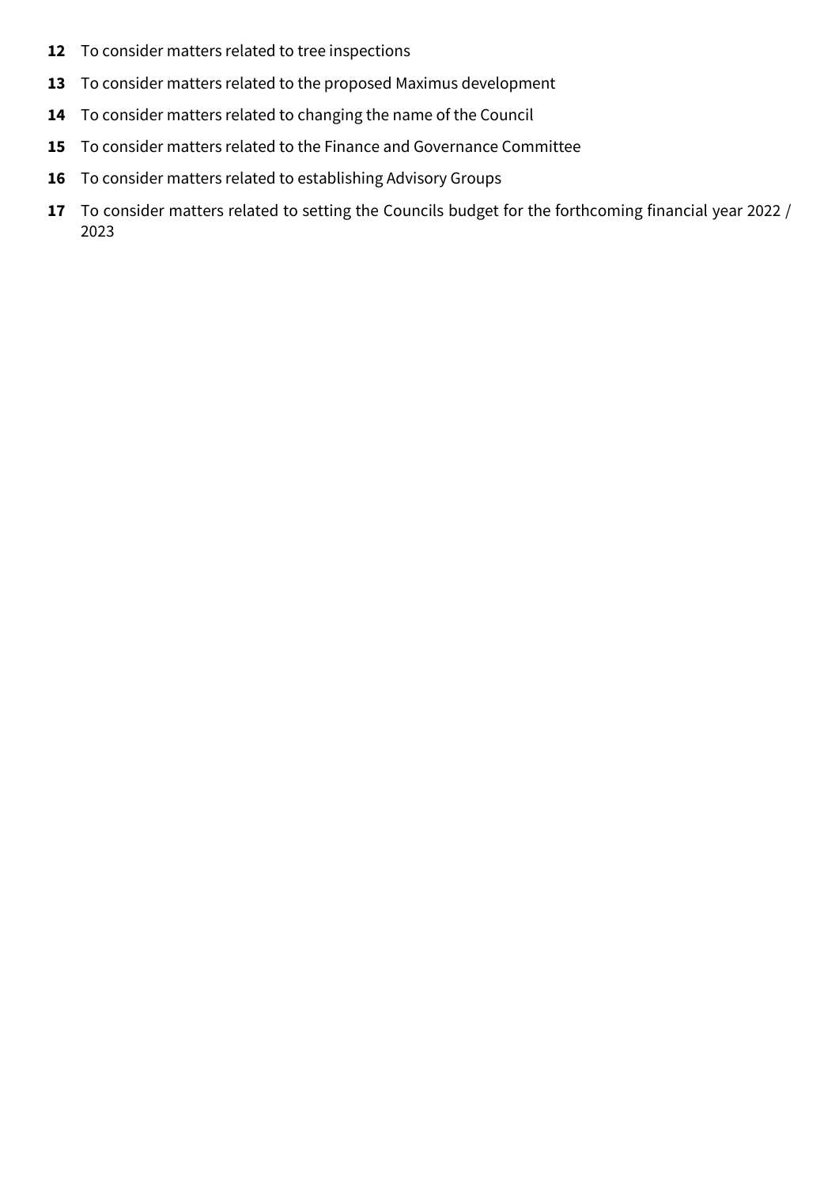**12** To consider matters related to tree inspections

**13** To consider matters related to the proposed Maximus development

**14** To consider matters related to changing the name of the Council

**15** To consider matters related to the Finance and Governance Committee

**16** To consider matters related to establishing Advisory Groups

**17** To consider matters related to setting the Councils budget for the forthcoming financial year 2022 / 2023